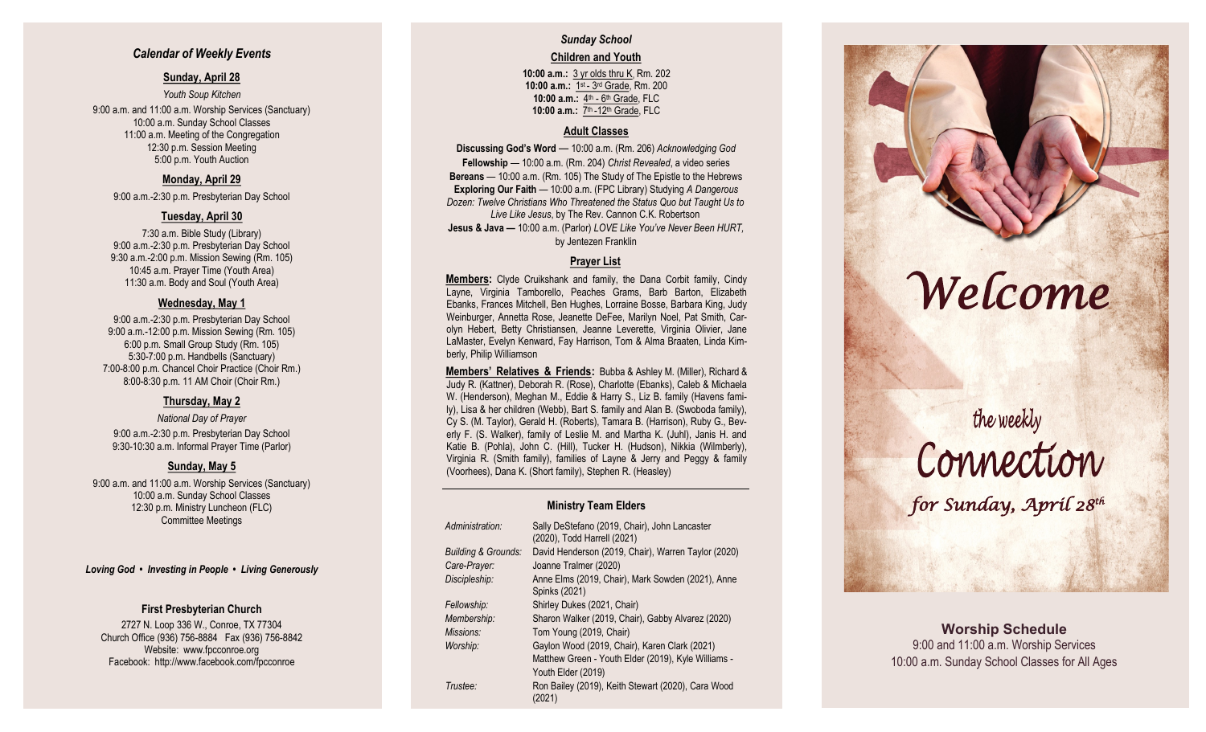## *Calendar of Weekly Events*

### Sunday, April 28

*Youth Soup Kitchen*

9:00 a.m. and 11:00 a.m. Worship Services (Sanctuary)
10:00 a.m. Sunday School Classes
11:00 a.m. Meeting of the Congregation
12:30 p.m. Session Meeting
5:00 p.m. Youth Auction

### Monday, April 29

9:00 a.m.-2:30 p.m. Presbyterian Day School

### Tuesday, April 30

7:30 a.m. Bible Study (Library)
9:00 a.m.-2:30 p.m. Presbyterian Day School
9:30 a.m.-2:00 p.m. Mission Sewing (Rm. 105)
10:45 a.m. Prayer Time (Youth Area)
11:30 a.m. Body and Soul (Youth Area)

### Wednesday, May 1

9:00 a.m.-2:30 p.m. Presbyterian Day School
9:00 a.m.-12:00 p.m. Mission Sewing (Rm. 105)
6:00 p.m. Small Group Study (Rm. 105)
5:30-7:00 p.m. Handbells (Sanctuary)
7:00-8:00 p.m. Chancel Choir Practice (Choir Rm.)
8:00-8:30 p.m. 11 AM Choir (Choir Rm.)

### Thursday, May 2

*National Day of Prayer*

9:00 a.m.-2:30 p.m. Presbyterian Day School
9:30-10:30 a.m. Informal Prayer Time (Parlor)

### Sunday, May 5

9:00 a.m. and 11:00 a.m. Worship Services (Sanctuary)
10:00 a.m. Sunday School Classes
12:30 p.m. Ministry Luncheon (FLC)
Committee Meetings

***Loving God • Investing in People • Living Generously***

**First Presbyterian Church**

2727 N. Loop 336 W., Conroe, TX 77304
Church Office (936) 756-8884 Fax (936) 756-8842
Website: www.fpcconroe.org
Facebook: http://www.facebook.com/fpcconroe

## *Sunday School*

### Children and Youth

**10:00 a.m.:** 3 yr olds thru K, Rm. 202
**10:00 a.m.:** 1st - 3rd Grade, Rm. 200
**10:00 a.m.:** 4th - 6th Grade, FLC
**10:00 a.m.:** 7th -12th Grade, FLC

### Adult Classes

**Discussing God's Word** — 10:00 a.m. (Rm. 206) *Acknowledging God*
**Fellowship** — 10:00 a.m. (Rm. 204) *Christ Revealed*, a video series
**Bereans** — 10:00 a.m. (Rm. 105) The Study of The Epistle to the Hebrews
**Exploring Our Faith** — 10:00 a.m. (FPC Library) Studying *A Dangerous Dozen: Twelve Christians Who Threatened the Status Quo but Taught Us to Live Like Jesus*, by The Rev. Cannon C.K. Robertson
**Jesus & Java —** 10:00 a.m. (Parlor) *LOVE Like You've Never Been HURT*, by Jentezen Franklin

### Prayer List

**Members:** Clyde Cruikshank and family, the Dana Corbit family, Cindy Layne, Virginia Tamborello, Peaches Grams, Barb Barton, Elizabeth Ebanks, Frances Mitchell, Ben Hughes, Lorraine Bosse, Barbara King, Judy Weinburger, Annetta Rose, Jeanette DeFee, Marilyn Noel, Pat Smith, Carolyn Hebert, Betty Christiansen, Jeanne Leverette, Virginia Olivier, Jane LaMaster, Evelyn Kenward, Fay Harrison, Tom & Alma Braaten, Linda Kimberly, Philip Williamson

**Members' Relatives & Friends:** Bubba & Ashley M. (Miller), Richard & Judy R. (Kattner), Deborah R. (Rose), Charlotte (Ebanks), Caleb & Michaela W. (Henderson), Meghan M., Eddie & Harry S., Liz B. family (Havens family), Lisa & her children (Webb), Bart S. family and Alan B. (Swoboda family), Cy S. (M. Taylor), Gerald H. (Roberts), Tamara B. (Harrison), Ruby G., Beverly F. (S. Walker), family of Leslie M. and Martha K. (Juhl), Janis H. and Katie B. (Pohla), John C. (Hill), Tucker H. (Hudson), Nikkia (Wilmberly), Virginia R. (Smith family), families of Layne & Jerry and Peggy & family (Voorhees), Dana K. (Short family), Stephen R. (Heasley)

### Ministry Team Elders

| | |
|---|---|
| *Administration:* | Sally DeStefano (2019, Chair), John Lancaster (2020), Todd Harrell (2021) |
| *Building & Grounds:* | David Henderson (2019, Chair), Warren Taylor (2020) |
| *Care-Prayer:* | Joanne Tralmer (2020) |
| *Discipleship:* | Anne Elms (2019, Chair), Mark Sowden (2021), Anne Spinks (2021) |
| *Fellowship:* | Shirley Dukes (2021, Chair) |
| *Membership:* | Sharon Walker (2019, Chair), Gabby Alvarez (2020) |
| *Missions:* | Tom Young (2019, Chair) |
| *Worship:* | Gaylon Wood (2019, Chair), Karen Clark (2021) Matthew Green - Youth Elder (2019), Kyle Williams - Youth Elder (2019) |
| *Trustee:* | Ron Bailey (2019), Keith Stewart (2020), Cara Wood (2021) |

# *Welcome*

## the weekly Connection

*for Sunday, April 28th*

**Worship Schedule**

9:00 and 11:00 a.m. Worship Services
10:00 a.m. Sunday School Classes for All Ages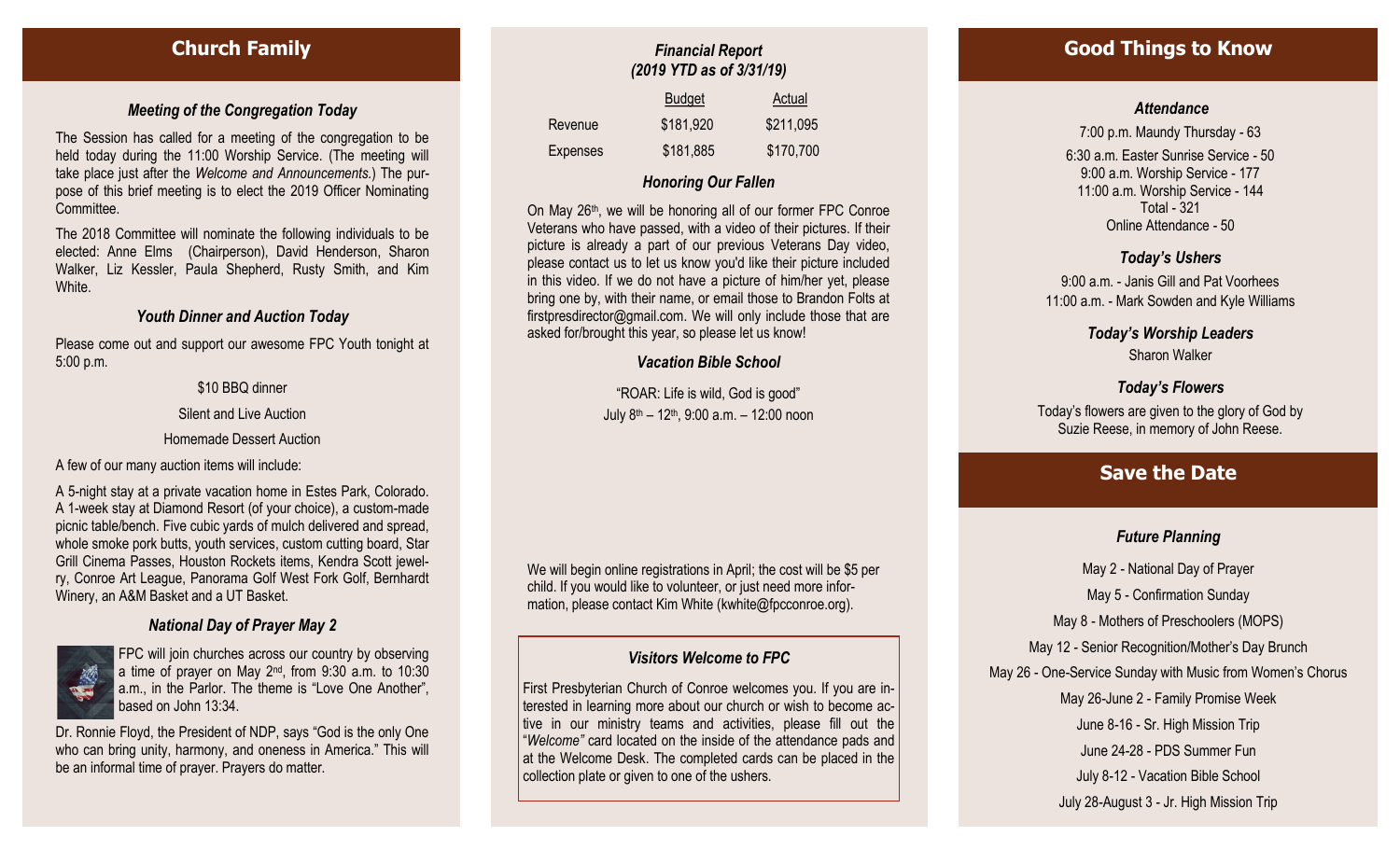## Church Family

### *Meeting of the Congregation Today*

The Session has called for a meeting of the congregation to be held today during the 11:00 Worship Service. (The meeting will take place just after the *Welcome and Announcements*.) The purpose of this brief meeting is to elect the 2019 Officer Nominating Committee.

The 2018 Committee will nominate the following individuals to be elected: Anne Elms (Chairperson), David Henderson, Sharon Walker, Liz Kessler, Paula Shepherd, Rusty Smith, and Kim White.

### *Youth Dinner and Auction Today*

Please come out and support our awesome FPC Youth tonight at 5:00 p.m.

$10 BBQ dinner

Silent and Live Auction

Homemade Dessert Auction

A few of our many auction items will include:

A 5-night stay at a private vacation home in Estes Park, Colorado. A 1-week stay at Diamond Resort (of your choice), a custom-made picnic table/bench. Five cubic yards of mulch delivered and spread, whole smoke pork butts, youth services, custom cutting board, Star Grill Cinema Passes, Houston Rockets items, Kendra Scott jewelry, Conroe Art League, Panorama Golf West Fork Golf, Bernhardt Winery, an A&M Basket and a UT Basket.

### *National Day of Prayer May 2*

FPC will join churches across our country by observing a time of prayer on May 2nd, from 9:30 a.m. to 10:30 a.m., in the Parlor. The theme is "Love One Another", based on John 13:34.

Dr. Ronnie Floyd, the President of NDP, says "God is the only One who can bring unity, harmony, and oneness in America." This will be an informal time of prayer. Prayers do matter.

### *Financial Report (2019 YTD as of 3/31/19)*

| | Budget | Actual |
|---|---|---|
| Revenue | $181,920 | $211,095 |
| Expenses | $181,885 | $170,700 |

### *Honoring Our Fallen*

On May 26th, we will be honoring all of our former FPC Conroe Veterans who have passed, with a video of their pictures. If their picture is already a part of our previous Veterans Day video, please contact us to let us know you'd like their picture included in this video. If we do not have a picture of him/her yet, please bring one by, with their name, or email those to Brandon Folts at firstpresdirector@gmail.com. We will only include those that are asked for/brought this year, so please let us know!

### *Vacation Bible School*

"ROAR: Life is wild, God is good"

July 8th – 12th, 9:00 a.m. – 12:00 noon

We will begin online registrations in April; the cost will be $5 per child. If you would like to volunteer, or just need more information, please contact Kim White (kwhite@fpcconroe.org).

### *Visitors Welcome to FPC*

First Presbyterian Church of Conroe welcomes you. If you are interested in learning more about our church or wish to become active in our ministry teams and activities, please fill out the "*Welcome"* card located on the inside of the attendance pads and at the Welcome Desk. The completed cards can be placed in the collection plate or given to one of the ushers.

## Good Things to Know

### *Attendance*

7:00 p.m. Maundy Thursday - 63

6:30 a.m. Easter Sunrise Service - 50
9:00 a.m. Worship Service - 177
11:00 a.m. Worship Service - 144
Total - 321
Online Attendance - 50

### *Today's Ushers*

9:00 a.m. - Janis Gill and Pat Voorhees
11:00 a.m. - Mark Sowden and Kyle Williams

### *Today's Worship Leaders*

Sharon Walker

### *Today's Flowers*

Today's flowers are given to the glory of God by Suzie Reese, in memory of John Reese.

## Save the Date

### *Future Planning*

May 2 - National Day of Prayer

May 5 - Confirmation Sunday

May 8 - Mothers of Preschoolers (MOPS)

May 12 - Senior Recognition/Mother's Day Brunch

May 26 - One-Service Sunday with Music from Women's Chorus

May 26-June 2 - Family Promise Week

June 8-16 - Sr. High Mission Trip

June 24-28 - PDS Summer Fun

July 8-12 - Vacation Bible School

July 28-August 3 - Jr. High Mission Trip